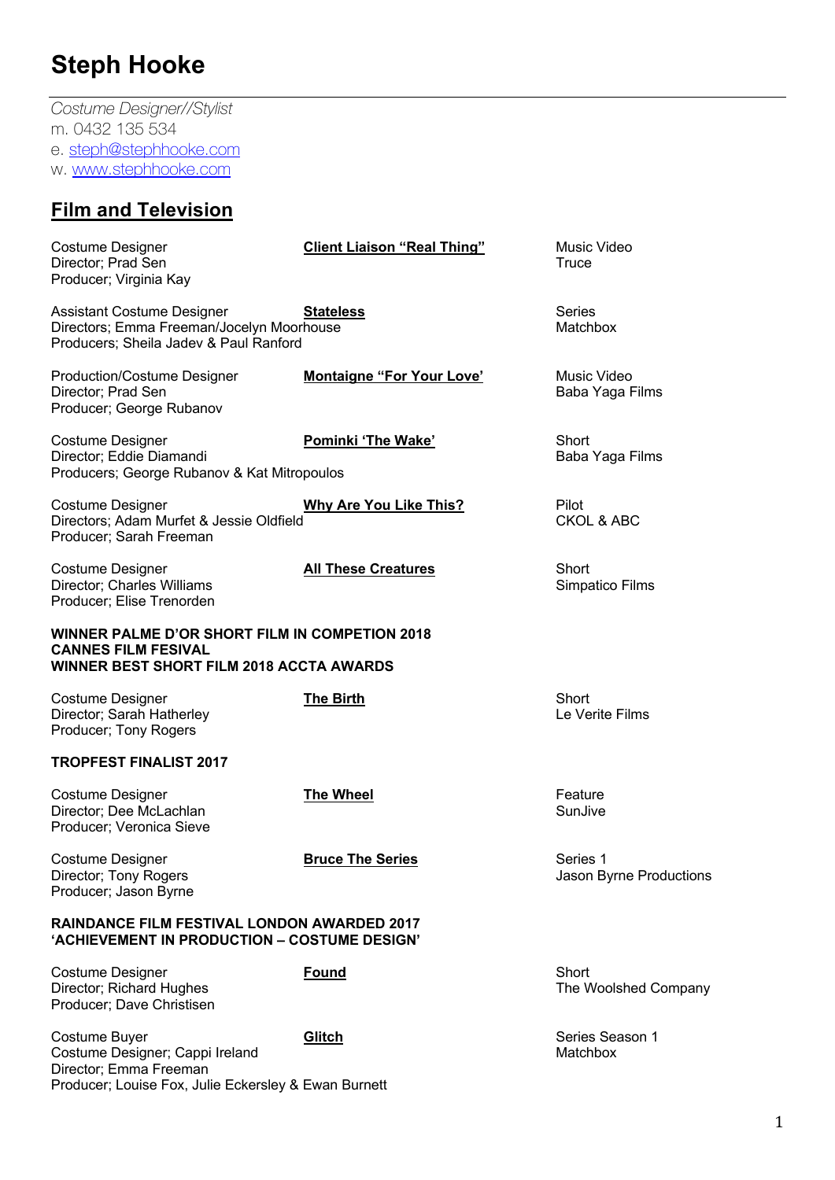# Steph Hooke

*Costume Designer//Stylist*
m. 0432 135 534
e. [steph@stephhooke.com](mailto:steph@stephhooke.com)
w. [www.stephhooke.com](http://www.stephhooke.com)

## Film and Television

Costume Designer — **Client Liaison "Real Thing"** — Music Video
Director; Prad Sen — Truce
Producer; Virginia Kay

Assistant Costume Designer — **Stateless** — Series
Directors; Emma Freeman/Jocelyn Moorhouse — Matchbox
Producers; Sheila Jadev & Paul Ranford

Production/Costume Designer — **Montaigne "For Your Love'** — Music Video
Director; Prad Sen — Baba Yaga Films
Producer; George Rubanov

Costume Designer — **Pominki 'The Wake'** — Short
Director; Eddie Diamandi — Baba Yaga Films
Producers; George Rubanov & Kat Mitropoulos

Costume Designer — **Why Are You Like This?** — Pilot
Directors; Adam Murfet & Jessie Oldfield — CKOL & ABC
Producer; Sarah Freeman

Costume Designer — **All These Creatures** — Short
Director; Charles Williams — Simpatico Films
Producer; Elise Trenorden

**WINNER PALME D'OR SHORT FILM IN COMPETION 2018**
**CANNES FILM FESIVAL**
**WINNER BEST SHORT FILM 2018 ACCTA AWARDS**

Costume Designer — **The Birth** — Short
Director; Sarah Hatherley — Le Verite Films
Producer; Tony Rogers

**TROPFEST FINALIST 2017**

Costume Designer — **The Wheel** — Feature
Director; Dee McLachlan — SunJive
Producer; Veronica Sieve

Costume Designer — **Bruce The Series** — Series 1
Director; Tony Rogers — Jason Byrne Productions
Producer; Jason Byrne

**RAINDANCE FILM FESTIVAL LONDON AWARDED 2017**
**'ACHIEVEMENT IN PRODUCTION – COSTUME DESIGN'**

Costume Designer — **Found** — Short
Director; Richard Hughes — The Woolshed Company
Producer; Dave Christisen

Costume Buyer — **Glitch** — Series Season 1
Costume Designer; Cappi Ireland — Matchbox
Director; Emma Freeman
Producer; Louise Fox, Julie Eckersley & Ewan Burnett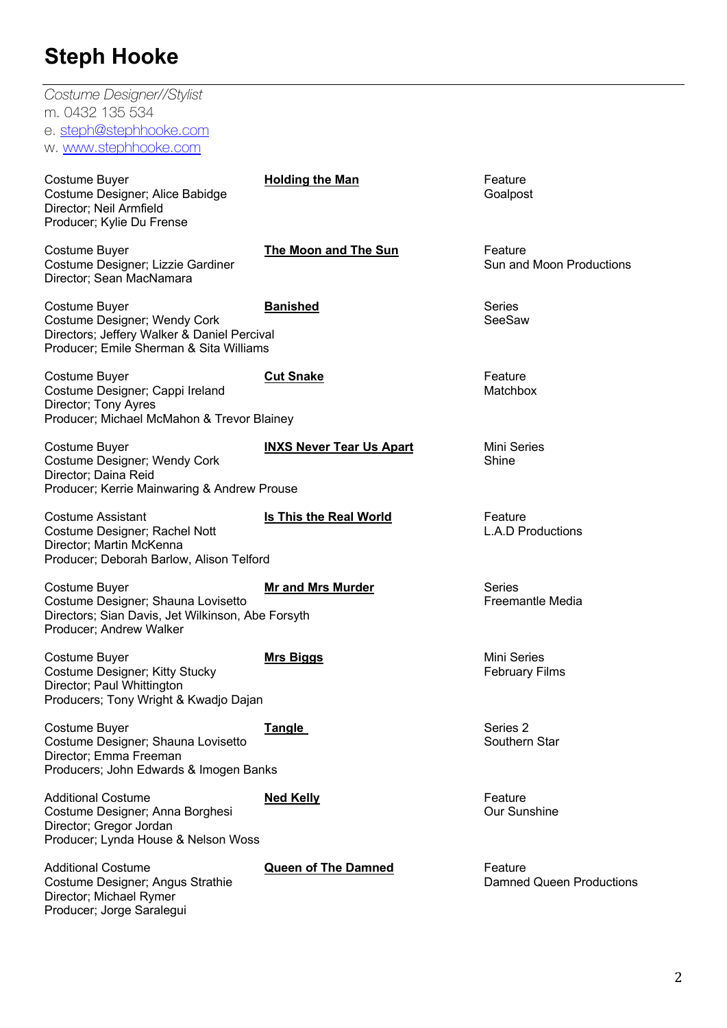# Steph Hooke

*Costume Designer//Stylist*
m. 0432 135 534
e. [steph@stephhooke.com](mailto:steph@stephhooke.com)
w. [www.stephhooke.com](http://www.stephhooke.com)

Costume Buyer — **Holding the Man** — Feature
Costume Designer; Alice Babidge — Goalpost
Director; Neil Armfield
Producer; Kylie Du Frense

Costume Buyer — **The Moon and The Sun** — Feature
Costume Designer; Lizzie Gardiner — Sun and Moon Productions
Director; Sean MacNamara

Costume Buyer — **Banished** — Series
Costume Designer; Wendy Cork — SeeSaw
Directors; Jeffery Walker & Daniel Percival
Producer; Emile Sherman & Sita Williams

Costume Buyer — **Cut Snake** — Feature
Costume Designer; Cappi Ireland — Matchbox
Director; Tony Ayres
Producer; Michael McMahon & Trevor Blainey

Costume Buyer — **INXS Never Tear Us Apart** — Mini Series
Costume Designer; Wendy Cork — Shine
Director; Daina Reid
Producer; Kerrie Mainwaring & Andrew Prouse

Costume Assistant — **Is This the Real World** — Feature
Costume Designer; Rachel Nott — L.A.D Productions
Director; Martin McKenna
Producer; Deborah Barlow, Alison Telford

Costume Buyer — **Mr and Mrs Murder** — Series
Costume Designer; Shauna Lovisetto — Freemantle Media
Directors; Sian Davis, Jet Wilkinson, Abe Forsyth
Producer; Andrew Walker

Costume Buyer — **Mrs Biggs** — Mini Series
Costume Designer; Kitty Stucky — February Films
Director; Paul Whittington
Producers; Tony Wright & Kwadjo Dajan

Costume Buyer — **Tangle** — Series 2
Costume Designer; Shauna Lovisetto — Southern Star
Director; Emma Freeman
Producers; John Edwards & Imogen Banks

Additional Costume — **Ned Kelly** — Feature
Costume Designer; Anna Borghesi — Our Sunshine
Director; Gregor Jordan
Producer; Lynda House & Nelson Woss

Additional Costume — **Queen of The Damned** — Feature
Costume Designer; Angus Strathie — Damned Queen Productions
Director; Michael Rymer
Producer; Jorge Saralegui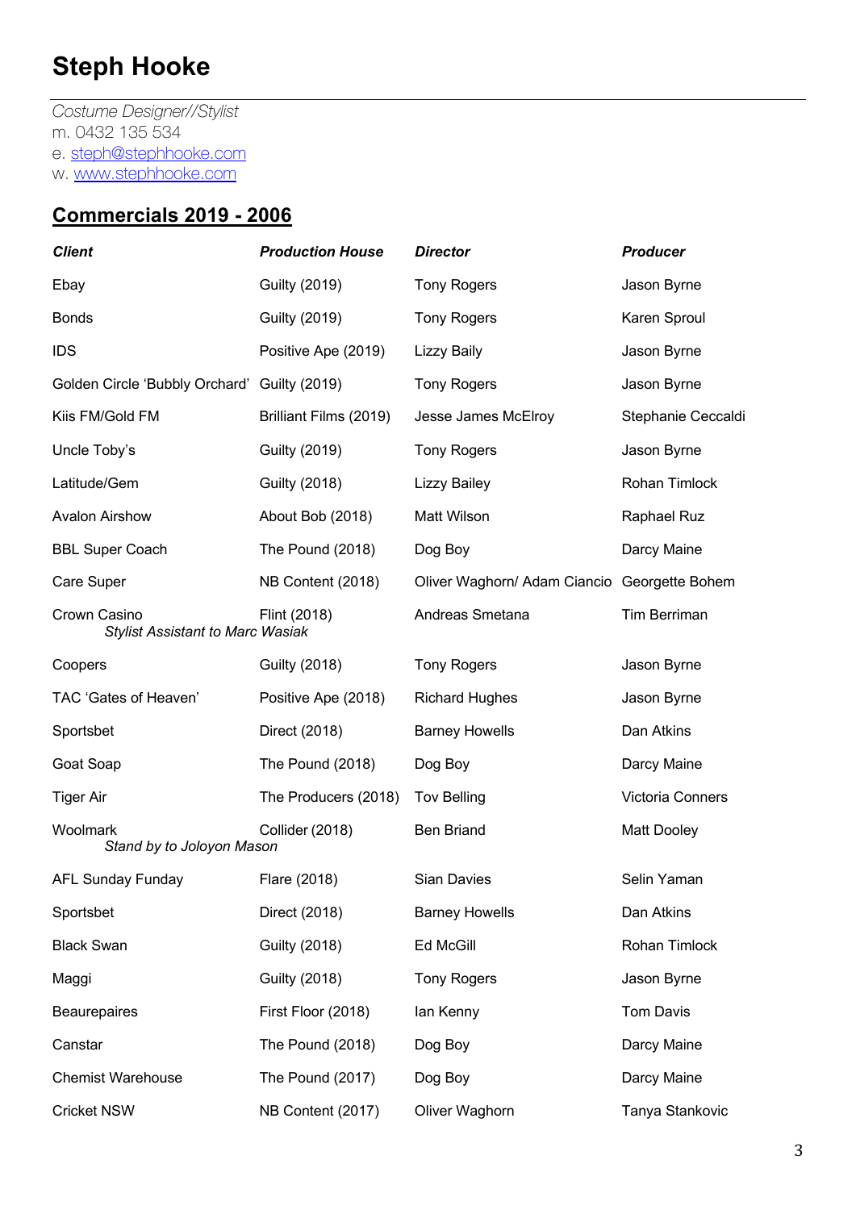# Steph Hooke

*Costume Designer//Stylist*
m. 0432 135 534
e. steph@stephhooke.com
w. www.stephhooke.com

## Commercials 2019 - 2006

| ***Client*** | ***Production House*** | ***Director*** | ***Producer*** |
|---|---|---|---|
| Ebay | Guilty (2019) | Tony Rogers | Jason Byrne |
| Bonds | Guilty (2019) | Tony Rogers | Karen Sproul |
| IDS | Positive Ape (2019) | Lizzy Baily | Jason Byrne |
| Golden Circle 'Bubbly Orchard' | Guilty (2019) | Tony Rogers | Jason Byrne |
| Kiis FM/Gold FM | Brilliant Films (2019) | Jesse James McElroy | Stephanie Ceccaldi |
| Uncle Toby's | Guilty (2019) | Tony Rogers | Jason Byrne |
| Latitude/Gem | Guilty (2018) | Lizzy Bailey | Rohan Timlock |
| Avalon Airshow | About Bob (2018) | Matt Wilson | Raphael Ruz |
| BBL Super Coach | The Pound (2018) | Dog Boy | Darcy Maine |
| Care Super | NB Content (2018) | Oliver Waghorn/ Adam Ciancio | Georgette Bohem |
| Crown Casino<br>*Stylist Assistant to Marc Wasiak* | Flint (2018) | Andreas Smetana | Tim Berriman |
| Coopers | Guilty (2018) | Tony Rogers | Jason Byrne |
| TAC 'Gates of Heaven' | Positive Ape (2018) | Richard Hughes | Jason Byrne |
| Sportsbet | Direct (2018) | Barney Howells | Dan Atkins |
| Goat Soap | The Pound (2018) | Dog Boy | Darcy Maine |
| Tiger Air | The Producers (2018) | Tov Belling | Victoria Conners |
| Woolmark<br>*Stand by to Joloyon Mason* | Collider (2018) | Ben Briand | Matt Dooley |
| AFL Sunday Funday | Flare (2018) | Sian Davies | Selin Yaman |
| Sportsbet | Direct (2018) | Barney Howells | Dan Atkins |
| Black Swan | Guilty (2018) | Ed McGill | Rohan Timlock |
| Maggi | Guilty (2018) | Tony Rogers | Jason Byrne |
| Beaurepaires | First Floor (2018) | Ian Kenny | Tom Davis |
| Canstar | The Pound (2018) | Dog Boy | Darcy Maine |
| Chemist Warehouse | The Pound (2017) | Dog Boy | Darcy Maine |
| Cricket NSW | NB Content (2017) | Oliver Waghorn | Tanya Stankovic |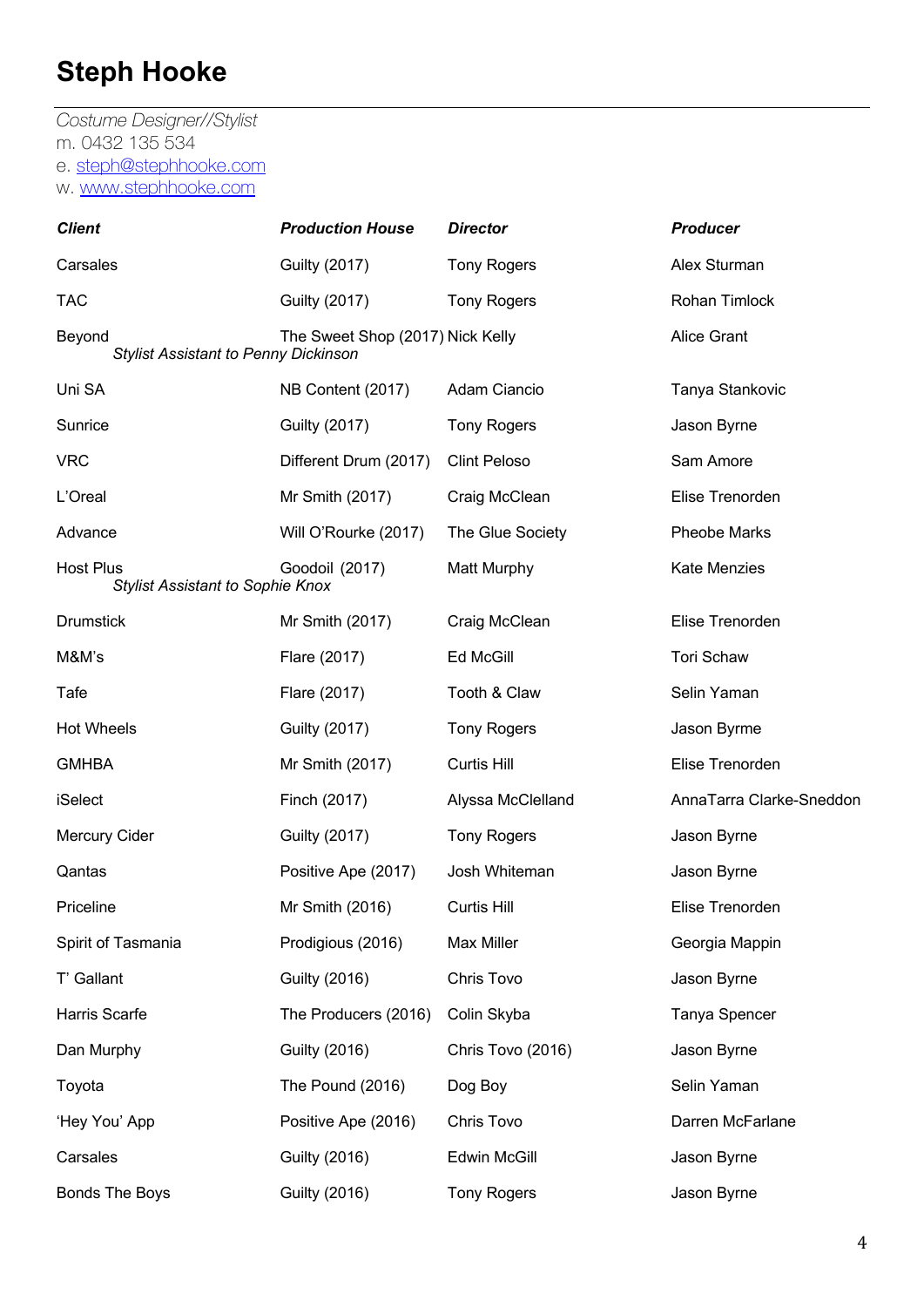# Steph Hooke

*Costume Designer//Stylist*
m. 0432 135 534
e. steph@stephhooke.com
w. www.stephhooke.com

| ***Client*** | ***Production House*** | ***Director*** | ***Producer*** |
|---|---|---|---|
| Carsales | Guilty (2017) | Tony Rogers | Alex Sturman |
| TAC | Guilty (2017) | Tony Rogers | Rohan Timlock |
| Beyond *Stylist Assistant to Penny Dickinson* | The Sweet Shop (2017) | Nick Kelly | Alice Grant |
| Uni SA | NB Content (2017) | Adam Ciancio | Tanya Stankovic |
| Sunrice | Guilty (2017) | Tony Rogers | Jason Byrne |
| VRC | Different Drum (2017) | Clint Peloso | Sam Amore |
| L'Oreal | Mr Smith (2017) | Craig McClean | Elise Trenorden |
| Advance | Will O'Rourke (2017) | The Glue Society | Pheobe Marks |
| Host Plus *Stylist Assistant to Sophie Knox* | Goodoil (2017) | Matt Murphy | Kate Menzies |
| Drumstick | Mr Smith (2017) | Craig McClean | Elise Trenorden |
| M&M's | Flare (2017) | Ed McGill | Tori Schaw |
| Tafe | Flare (2017) | Tooth & Claw | Selin Yaman |
| Hot Wheels | Guilty (2017) | Tony Rogers | Jason Byrme |
| GMHBA | Mr Smith (2017) | Curtis Hill | Elise Trenorden |
| iSelect | Finch (2017) | Alyssa McClelland | AnnaTarra Clarke-Sneddon |
| Mercury Cider | Guilty (2017) | Tony Rogers | Jason Byrne |
| Qantas | Positive Ape (2017) | Josh Whiteman | Jason Byrne |
| Priceline | Mr Smith (2016) | Curtis Hill | Elise Trenorden |
| Spirit of Tasmania | Prodigious (2016) | Max Miller | Georgia Mappin |
| T' Gallant | Guilty (2016) | Chris Tovo | Jason Byrne |
| Harris Scarfe | The Producers (2016) | Colin Skyba | Tanya Spencer |
| Dan Murphy | Guilty (2016) | Chris Tovo (2016) | Jason Byrne |
| Toyota | The Pound (2016) | Dog Boy | Selin Yaman |
| 'Hey You' App | Positive Ape (2016) | Chris Tovo | Darren McFarlane |
| Carsales | Guilty (2016) | Edwin McGill | Jason Byrne |
| Bonds The Boys | Guilty (2016) | Tony Rogers | Jason Byrne |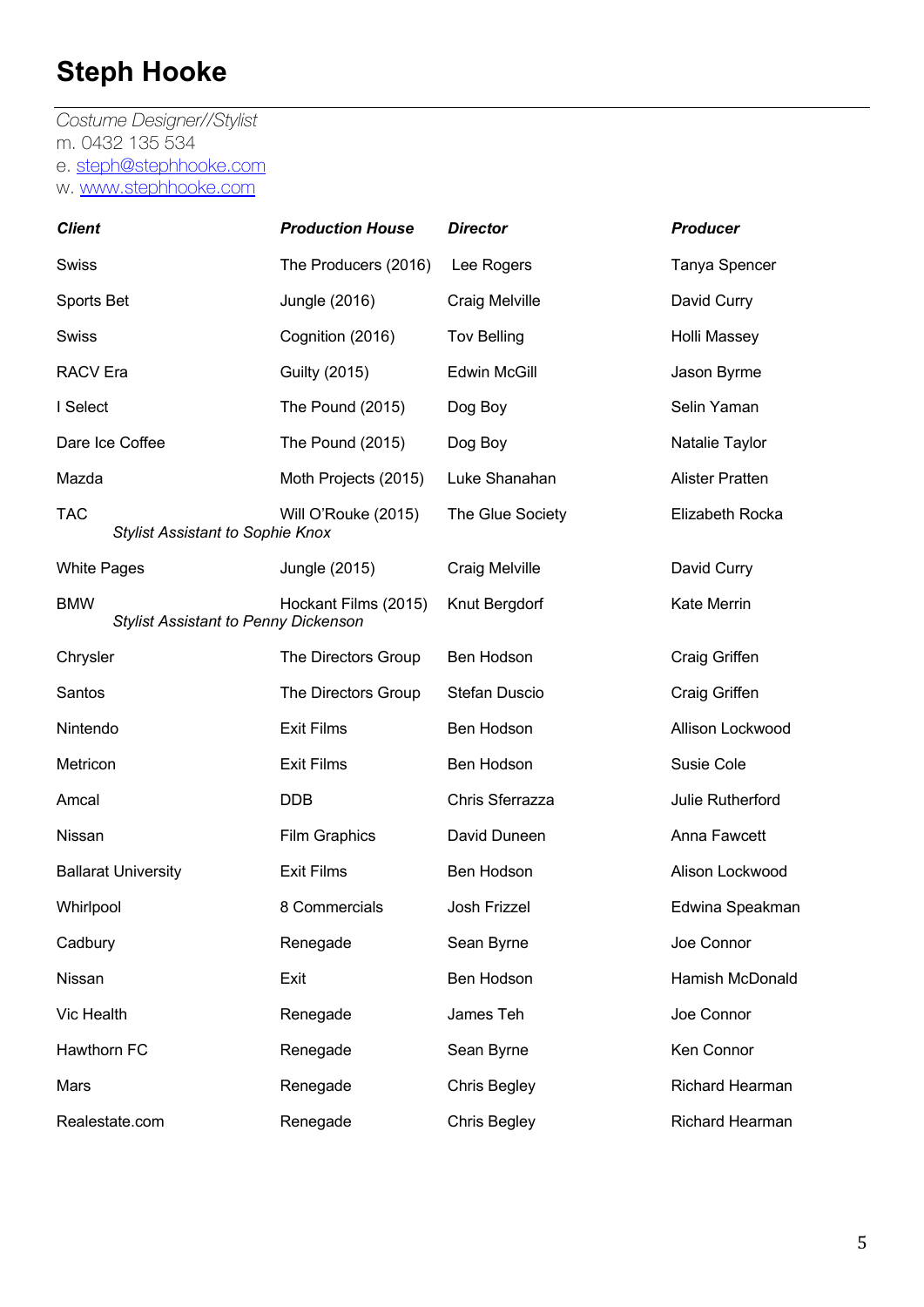# Steph Hooke

*Costume Designer//Stylist*
m. 0432 135 534
e. steph@stephhooke.com
w. www.stephhooke.com

| ***Client*** | ***Production House*** | ***Director*** | ***Producer*** |
|---|---|---|---|
| Swiss | The Producers (2016) | Lee Rogers | Tanya Spencer |
| Sports Bet | Jungle (2016) | Craig Melville | David Curry |
| Swiss | Cognition (2016) | Tov Belling | Holli Massey |
| RACV Era | Guilty (2015) | Edwin McGill | Jason Byrme |
| I Select | The Pound (2015) | Dog Boy | Selin Yaman |
| Dare Ice Coffee | The Pound (2015) | Dog Boy | Natalie Taylor |
| Mazda | Moth Projects (2015) | Luke Shanahan | Alister Pratten |
| TAC *Stylist Assistant to Sophie Knox* | Will O'Rouke (2015) | The Glue Society | Elizabeth Rocka |
| White Pages | Jungle (2015) | Craig Melville | David Curry |
| BMW *Stylist Assistant to Penny Dickenson* | Hockant Films (2015) | Knut Bergdorf | Kate Merrin |
| Chrysler | The Directors Group | Ben Hodson | Craig Griffen |
| Santos | The Directors Group | Stefan Duscio | Craig Griffen |
| Nintendo | Exit Films | Ben Hodson | Allison Lockwood |
| Metricon | Exit Films | Ben Hodson | Susie Cole |
| Amcal | DDB | Chris Sferrazza | Julie Rutherford |
| Nissan | Film Graphics | David Duneen | Anna Fawcett |
| Ballarat University | Exit Films | Ben Hodson | Alison Lockwood |
| Whirlpool | 8 Commercials | Josh Frizzel | Edwina Speakman |
| Cadbury | Renegade | Sean Byrne | Joe Connor |
| Nissan | Exit | Ben Hodson | Hamish McDonald |
| Vic Health | Renegade | James Teh | Joe Connor |
| Hawthorn FC | Renegade | Sean Byrne | Ken Connor |
| Mars | Renegade | Chris Begley | Richard Hearman |
| Realestate.com | Renegade | Chris Begley | Richard Hearman |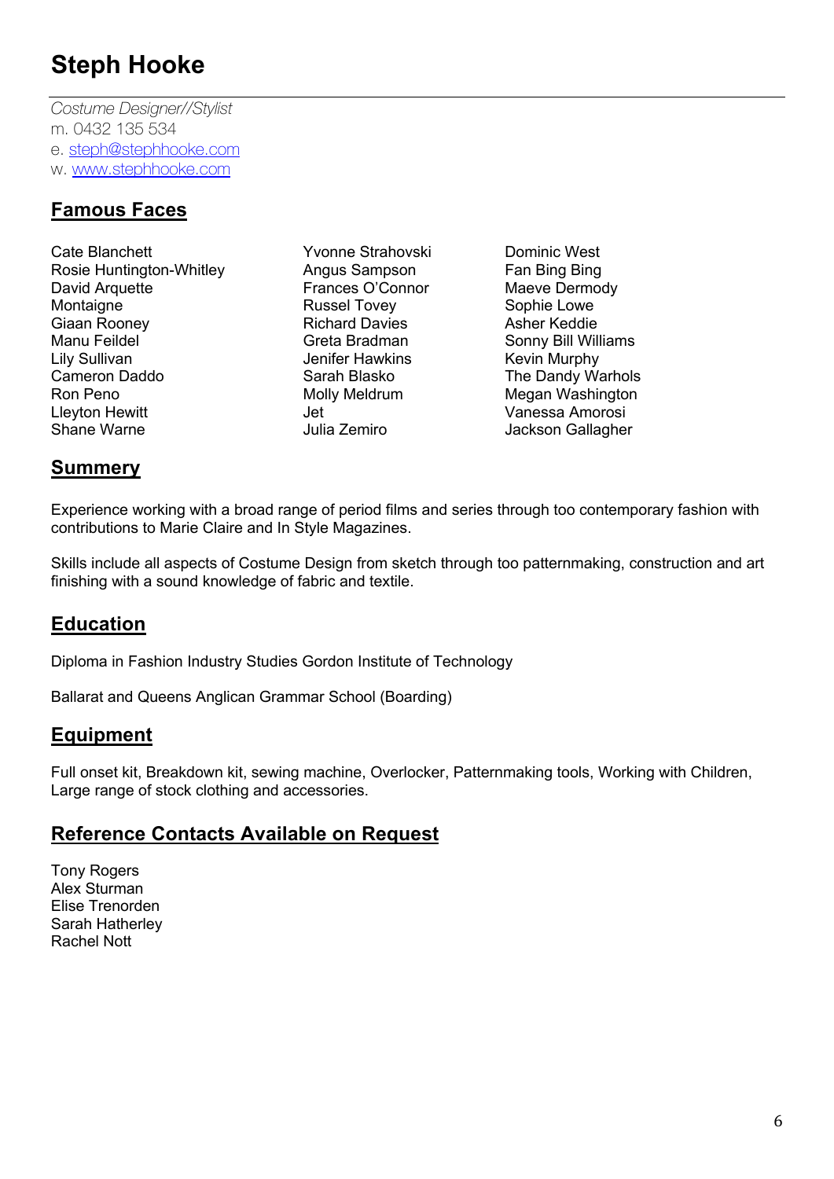# Steph Hooke

*Costume Designer//Stylist*
m. 0432 135 534
e. steph@stephhooke.com
w. www.stephhooke.com

## Famous Faces

Cate Blanchett
Rosie Huntington-Whitley
David Arquette
Montaigne
Giaan Rooney
Manu Feildel
Lily Sullivan
Cameron Daddo
Ron Peno
Lleyton Hewitt
Shane Warne
Yvonne Strahovski
Angus Sampson
Frances O'Connor
Russel Tovey
Richard Davies
Greta Bradman
Jenifer Hawkins
Sarah Blasko
Molly Meldrum
Jet
Julia Zemiro
Dominic West
Fan Bing Bing
Maeve Dermody
Sophie Lowe
Asher Keddie
Sonny Bill Williams
Kevin Murphy
The Dandy Warhols
Megan Washington
Vanessa Amorosi
Jackson Gallagher

## Summery

Experience working with a broad range of period films and series through too contemporary fashion with contributions to Marie Claire and In Style Magazines.

Skills include all aspects of Costume Design from sketch through too patternmaking, construction and art finishing with a sound knowledge of fabric and textile.

## Education

Diploma in Fashion Industry Studies Gordon Institute of Technology

Ballarat and Queens Anglican Grammar School (Boarding)

## Equipment

Full onset kit, Breakdown kit, sewing machine, Overlocker, Patternmaking tools, Working with Children, Large range of stock clothing and accessories.

## Reference Contacts Available on Request

Tony Rogers
Alex Sturman
Elise Trenorden
Sarah Hatherley
Rachel Nott